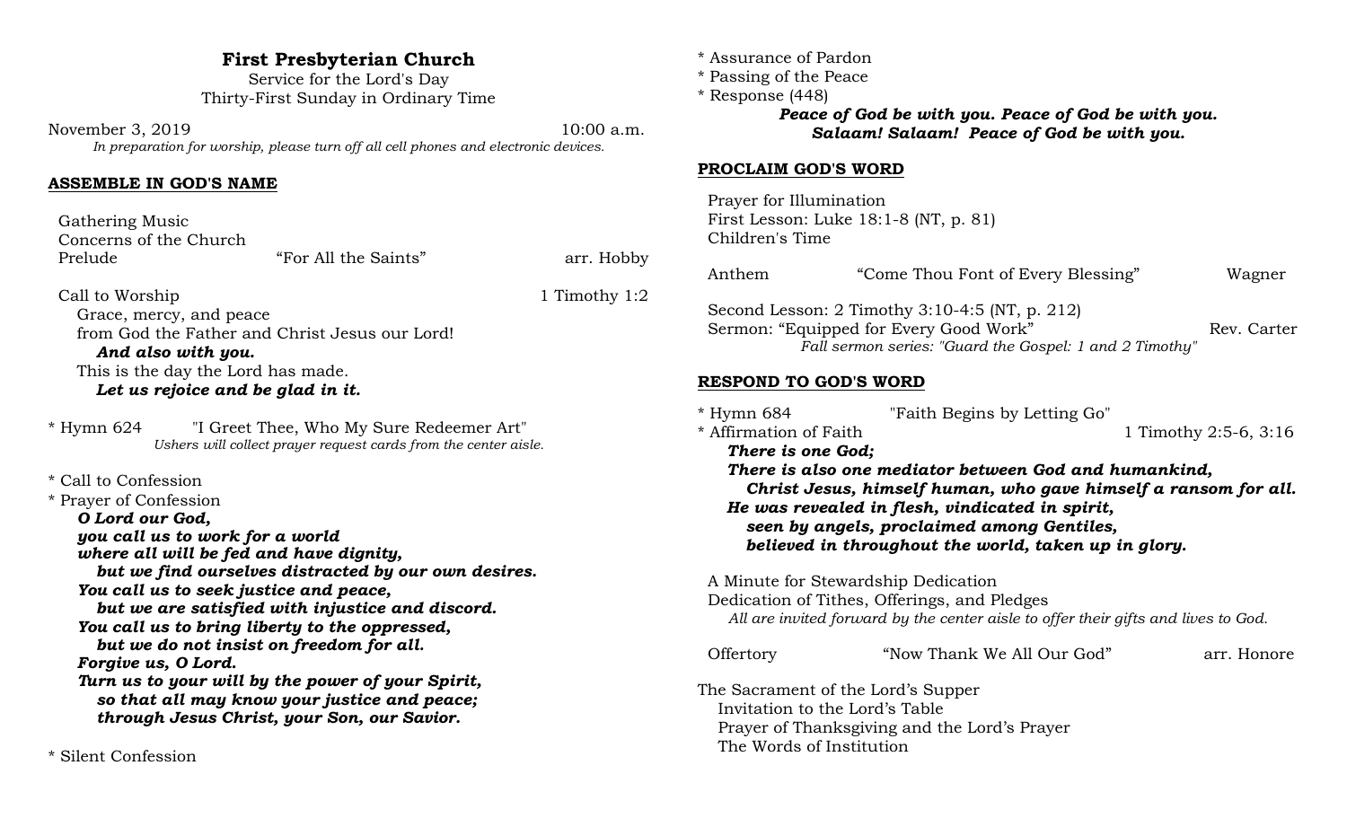**First Presbyterian Church**

Service for the Lord's Day

Thirty-First Sunday in Ordinary Time

November 3, 2019 10:00 a.m.

*In preparation for worship, please turn off all cell phones and electronic devices.*

## ASSEMBLE IN GOD'S NAME

Gathering Music

Concerns of the Church

Prelude "For All the Saints" arr. Hobby

Call to Worship 1 Timothy 1:2

Grace, mercy, and peace
from God the Father and Christ Jesus our Lord!
***And also with you.***
This is the day the Lord has made.
***Let us rejoice and be glad in it.***

* Hymn 624 "I Greet Thee, Who My Sure Redeemer Art"

*Ushers will collect prayer request cards from the center aisle.*

* Call to Confession
* Prayer of Confession

***O Lord our God,***
***you call us to work for a world***
***where all will be fed and have dignity,***
***but we find ourselves distracted by our own desires.***
***You call us to seek justice and peace,***
***but we are satisfied with injustice and discord.***
***You call us to bring liberty to the oppressed,***
***but we do not insist on freedom for all.***
***Forgive us, O Lord.***
***Turn us to your will by the power of your Spirit,***
***so that all may know your justice and peace;***
***through Jesus Christ, your Son, our Savior.***

* Silent Confession
* Assurance of Pardon
* Passing of the Peace
* Response (448)

***Peace of God be with you. Peace of God be with you.***
***Salaam! Salaam! Peace of God be with you.***

## PROCLAIM GOD'S WORD

Prayer for Illumination

First Lesson: Luke 18:1-8 (NT, p. 81)

Children's Time

Anthem "Come Thou Font of Every Blessing" Wagner

Second Lesson: 2 Timothy 3:10-4:5 (NT, p. 212)

Sermon: "Equipped for Every Good Work" Rev. Carter

*Fall sermon series: "Guard the Gospel: 1 and 2 Timothy"*

## RESPOND TO GOD'S WORD

* Hymn 684 "Faith Begins by Letting Go"
* Affirmation of Faith 1 Timothy 2:5-6, 3:16

***There is one God;***
***There is also one mediator between God and humankind,***
***Christ Jesus, himself human, who gave himself a ransom for all.***
***He was revealed in flesh, vindicated in spirit,***
***seen by angels, proclaimed among Gentiles,***
***believed in throughout the world, taken up in glory.***

A Minute for Stewardship Dedication

Dedication of Tithes, Offerings, and Pledges

*All are invited forward by the center aisle to offer their gifts and lives to God.*

Offertory "Now Thank We All Our God" arr. Honore

The Sacrament of the Lord's Supper

Invitation to the Lord's Table

Prayer of Thanksgiving and the Lord's Prayer

The Words of Institution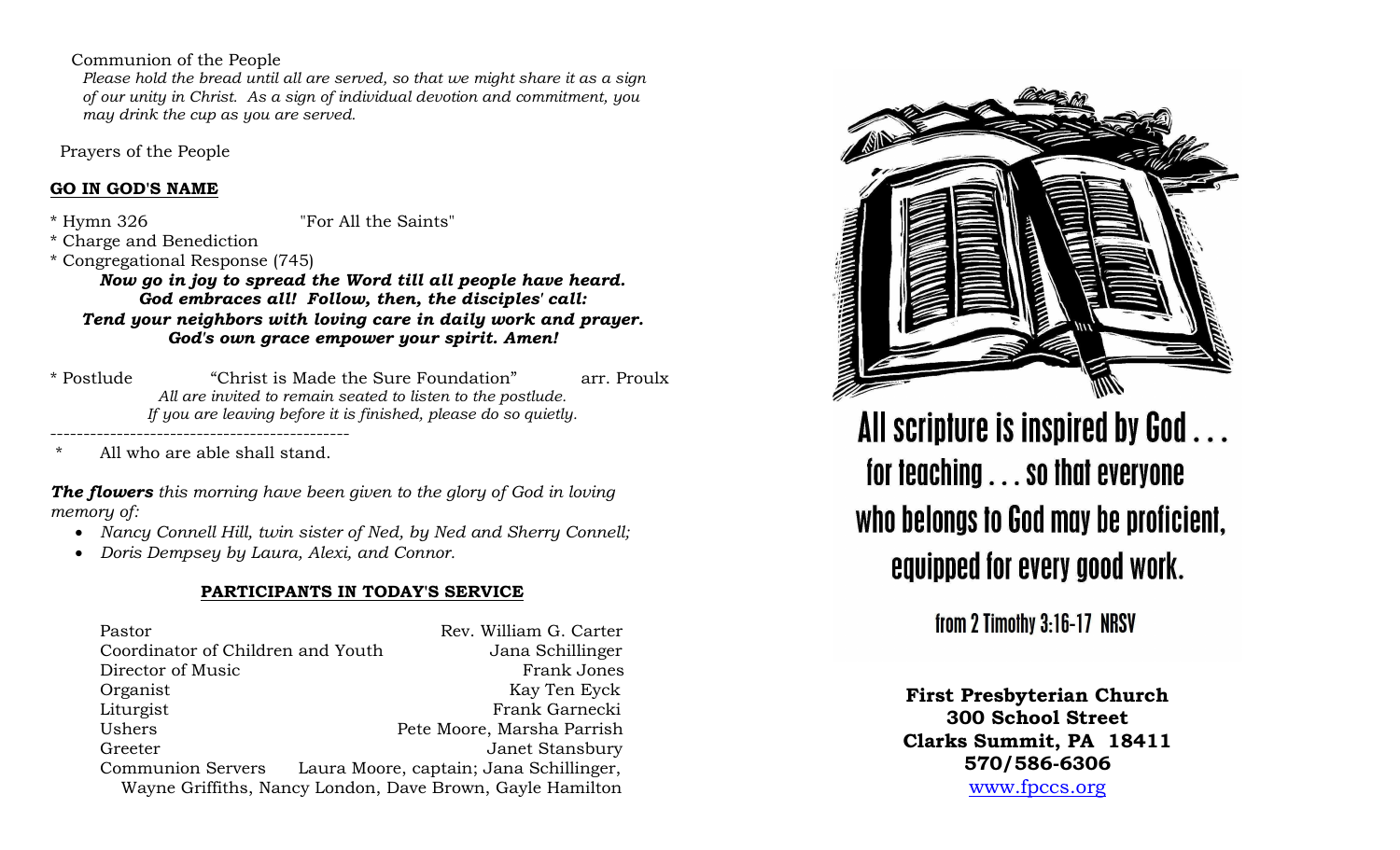Communion of the People

*Please hold the bread until all are served, so that we might share it as a sign of our unity in Christ. As a sign of individual devotion and commitment, you may drink the cup as you are served.*

Prayers of the People

**GO IN GOD'S NAME**

\* Hymn 326 "For All the Saints"

\* Charge and Benediction

\* Congregational Response (745)

***Now go in joy to spread the Word till all people have heard.***
***God embraces all! Follow, then, the disciples' call:***
***Tend your neighbors with loving care in daily work and prayer.***
***God's own grace empower your spirit. Amen!***

\* Postlude "Christ is Made the Sure Foundation" arr. Proulx

*All are invited to remain seated to listen to the postlude.*
*If you are leaving before it is finished, please do so quietly.*

---

\* All who are able shall stand.

***The flowers*** *this morning have been given to the glory of God in loving memory of:*

- *Nancy Connell Hill, twin sister of Ned, by Ned and Sherry Connell;*
- *Doris Dempsey by Laura, Alexi, and Connor.*

**PARTICIPANTS IN TODAY'S SERVICE**

| | |
|---|---|
| Pastor | Rev. William G. Carter |
| Coordinator of Children and Youth | Jana Schillinger |
| Director of Music | Frank Jones |
| Organist | Kay Ten Eyck |
| Liturgist | Frank Garnecki |
| Ushers | Pete Moore, Marsha Parrish |
| Greeter | Janet Stansbury |
| Communion Servers | Laura Moore, captain; Jana Schillinger, Wayne Griffiths, Nancy London, Dave Brown, Gayle Hamilton |

All scripture is inspired by God . . .
for teaching . . . so that everyone
who belongs to God may be proficient,
equipped for every good work.

from 2 Timothy 3:16-17 NRSV

**First Presbyterian Church**
**300 School Street**
**Clarks Summit, PA 18411**
**570/586-6306**
www.fpccs.org